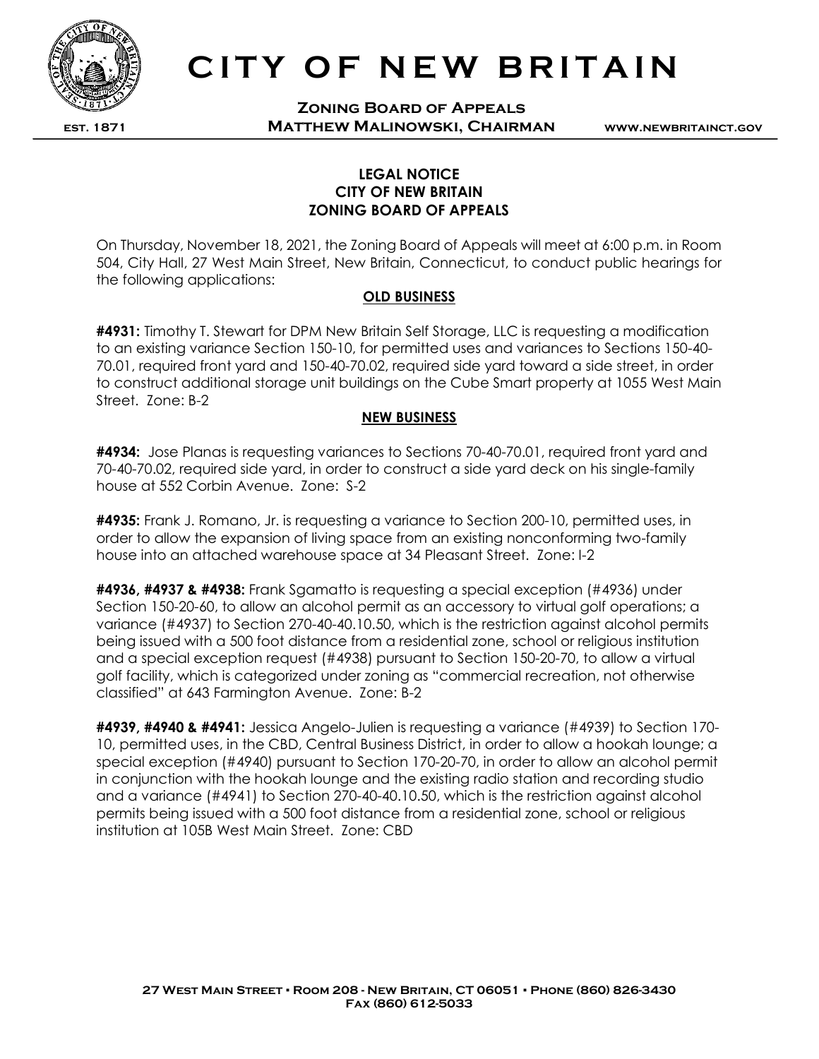# CITY OF NEW BRITAIN

**Zoning Board of Appeals**

**EST. 1871** **Matthew Malinowski, Chairman** **www.newbritainct.gov**

## LEGAL NOTICE
## CITY OF NEW BRITAIN
## ZONING BOARD OF APPEALS

On Thursday, November 18, 2021, the Zoning Board of Appeals will meet at 6:00 p.m. in Room 504, City Hall, 27 West Main Street, New Britain, Connecticut, to conduct public hearings for the following applications:

### OLD BUSINESS

**#4931:** Timothy T. Stewart for DPM New Britain Self Storage, LLC is requesting a modification to an existing variance Section 150-10, for permitted uses and variances to Sections 150-40-70.01, required front yard and 150-40-70.02, required side yard toward a side street, in order to construct additional storage unit buildings on the Cube Smart property at 1055 West Main Street. Zone: B-2

### NEW BUSINESS

**#4934:** Jose Planas is requesting variances to Sections 70-40-70.01, required front yard and 70-40-70.02, required side yard, in order to construct a side yard deck on his single-family house at 552 Corbin Avenue. Zone: S-2

**#4935:** Frank J. Romano, Jr. is requesting a variance to Section 200-10, permitted uses, in order to allow the expansion of living space from an existing nonconforming two-family house into an attached warehouse space at 34 Pleasant Street. Zone: I-2

**#4936, #4937 & #4938:** Frank Sgamatto is requesting a special exception (#4936) under Section 150-20-60, to allow an alcohol permit as an accessory to virtual golf operations; a variance (#4937) to Section 270-40-40.10.50, which is the restriction against alcohol permits being issued with a 500 foot distance from a residential zone, school or religious institution and a special exception request (#4938) pursuant to Section 150-20-70, to allow a virtual golf facility, which is categorized under zoning as "commercial recreation, not otherwise classified" at 643 Farmington Avenue. Zone: B-2

**#4939, #4940 & #4941:** Jessica Angelo-Julien is requesting a variance (#4939) to Section 170-10, permitted uses, in the CBD, Central Business District, in order to allow a hookah lounge; a special exception (#4940) pursuant to Section 170-20-70, in order to allow an alcohol permit in conjunction with the hookah lounge and the existing radio station and recording studio and a variance (#4941) to Section 270-40-40.10.50, which is the restriction against alcohol permits being issued with a 500 foot distance from a residential zone, school or religious institution at 105B West Main Street. Zone: CBD

**27 West Main Street • Room 208 - New Britain, CT 06051 • Phone (860) 826-3430**
**Fax (860) 612-5033**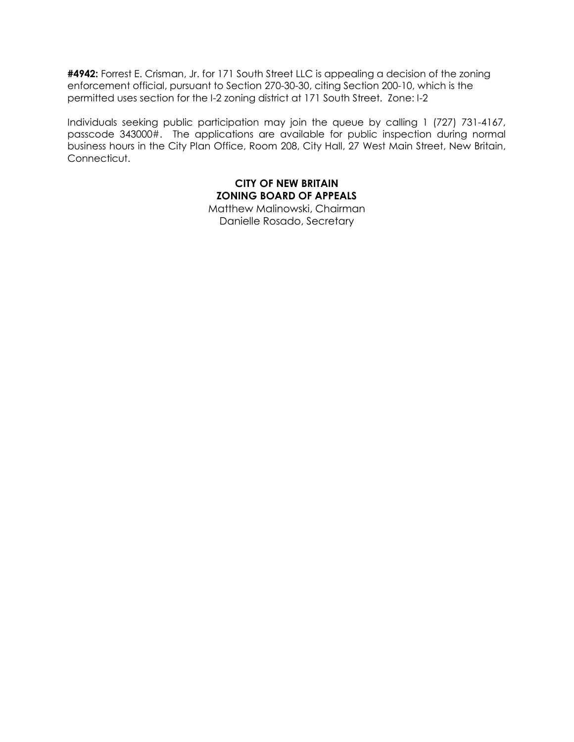**#4942:** Forrest E. Crisman, Jr. for 171 South Street LLC is appealing a decision of the zoning enforcement official, pursuant to Section 270-30-30, citing Section 200-10, which is the permitted uses section for the I-2 zoning district at 171 South Street. Zone: I-2

Individuals seeking public participation may join the queue by calling 1 (727) 731-4167, passcode 343000#. The applications are available for public inspection during normal business hours in the City Plan Office, Room 208, City Hall, 27 West Main Street, New Britain, Connecticut.

**CITY OF NEW BRITAIN**
**ZONING BOARD OF APPEALS**
Matthew Malinowski, Chairman
Danielle Rosado, Secretary